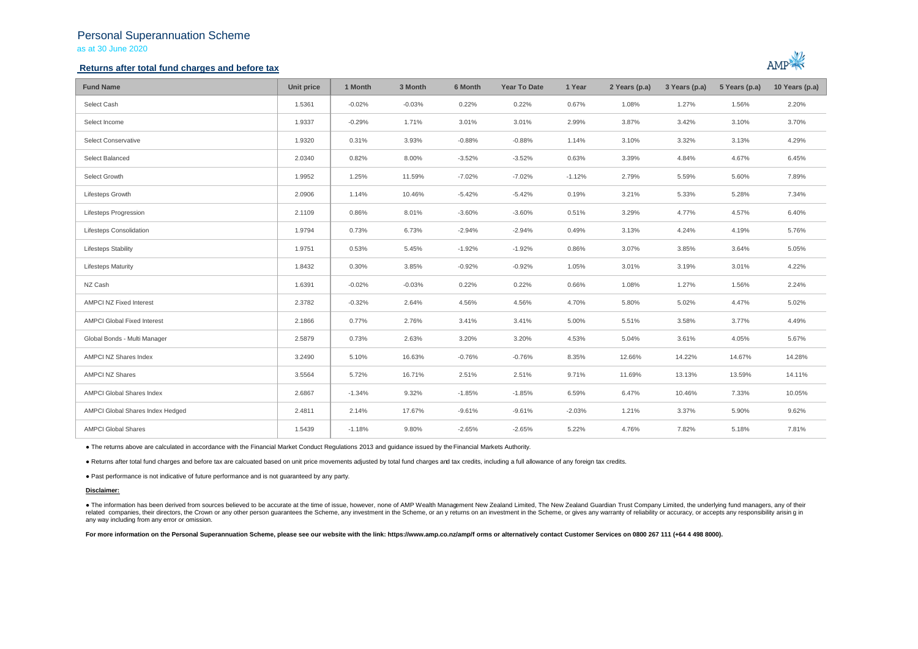# Personal Superannuation Scheme

as at 30 June 2020

## Returns after total fund charges and before tax

| Fund Name | Unit price | 1 Month | 3 Month | 6 Month | Year To Date | 1 Year | 2 Years (p.a) | 3 Years (p.a) | 5 Years (p.a) | 10 Years (p.a) |
|---|---|---|---|---|---|---|---|---|---|---|
| Select Cash | 1.5361 | -0.02% | -0.03% | 0.22% | 0.22% | 0.67% | 1.08% | 1.27% | 1.56% | 2.20% |
| Select Income | 1.9337 | -0.29% | 1.71% | 3.01% | 3.01% | 2.99% | 3.87% | 3.42% | 3.10% | 3.70% |
| Select Conservative | 1.9320 | 0.31% | 3.93% | -0.88% | -0.88% | 1.14% | 3.10% | 3.32% | 3.13% | 4.29% |
| Select Balanced | 2.0340 | 0.82% | 8.00% | -3.52% | -3.52% | 0.63% | 3.39% | 4.84% | 4.67% | 6.45% |
| Select Growth | 1.9952 | 1.25% | 11.59% | -7.02% | -7.02% | -1.12% | 2.79% | 5.59% | 5.60% | 7.89% |
| Lifesteps Growth | 2.0906 | 1.14% | 10.46% | -5.42% | -5.42% | 0.19% | 3.21% | 5.33% | 5.28% | 7.34% |
| Lifesteps Progression | 2.1109 | 0.86% | 8.01% | -3.60% | -3.60% | 0.51% | 3.29% | 4.77% | 4.57% | 6.40% |
| Lifesteps Consolidation | 1.9794 | 0.73% | 6.73% | -2.94% | -2.94% | 0.49% | 3.13% | 4.24% | 4.19% | 5.76% |
| Lifesteps Stability | 1.9751 | 0.53% | 5.45% | -1.92% | -1.92% | 0.86% | 3.07% | 3.85% | 3.64% | 5.05% |
| Lifesteps Maturity | 1.8432 | 0.30% | 3.85% | -0.92% | -0.92% | 1.05% | 3.01% | 3.19% | 3.01% | 4.22% |
| NZ Cash | 1.6391 | -0.02% | -0.03% | 0.22% | 0.22% | 0.66% | 1.08% | 1.27% | 1.56% | 2.24% |
| AMPCI NZ Fixed Interest | 2.3782 | -0.32% | 2.64% | 4.56% | 4.56% | 4.70% | 5.80% | 5.02% | 4.47% | 5.02% |
| AMPCI Global Fixed Interest | 2.1866 | 0.77% | 2.76% | 3.41% | 3.41% | 5.00% | 5.51% | 3.58% | 3.77% | 4.49% |
| Global Bonds - Multi Manager | 2.5879 | 0.73% | 2.63% | 3.20% | 3.20% | 4.53% | 5.04% | 3.61% | 4.05% | 5.67% |
| AMPCI NZ Shares Index | 3.2490 | 5.10% | 16.63% | -0.76% | -0.76% | 8.35% | 12.66% | 14.22% | 14.67% | 14.28% |
| AMPCI NZ Shares | 3.5564 | 5.72% | 16.71% | 2.51% | 2.51% | 9.71% | 11.69% | 13.13% | 13.59% | 14.11% |
| AMPCI Global Shares Index | 2.6867 | -1.34% | 9.32% | -1.85% | -1.85% | 6.59% | 6.47% | 10.46% | 7.33% | 10.05% |
| AMPCI Global Shares Index Hedged | 2.4811 | 2.14% | 17.67% | -9.61% | -9.61% | -2.03% | 1.21% | 3.37% | 5.90% | 9.62% |
| AMPCI Global Shares | 1.5439 | -1.18% | 9.80% | -2.65% | -2.65% | 5.22% | 4.76% | 7.82% | 5.18% | 7.81% |

- The returns above are calculated in accordance with the Financial Market Conduct Regulations 2013 and guidance issued by the Financial Markets Authority.
- Returns after total fund charges and before tax are calcuated based on unit price movements adjusted by total fund charges and tax credits, including a full allowance of any foreign tax credits.
- Past performance is not indicative of future performance and is not guaranteed by any party.

**Disclaimer:**

- The information has been derived from sources believed to be accurate at the time of issue, however, none of AMP Wealth Management New Zealand Limited, The New Zealand Guardian Trust Company Limited, the underlying fund managers, any of their related companies, their directors, the Crown or any other person guarantees the Scheme, any investment in the Scheme, or an y returns on an investment in the Scheme, or gives any warranty of reliability or accuracy, or accepts any responsibility arisin g in any way including from any error or omission.

**For more information on the Personal Superannuation Scheme, please see our website with the link: https://www.amp.co.nz/amp/f orms or alternatively contact Customer Services on 0800 267 111 (+64 4 498 8000).**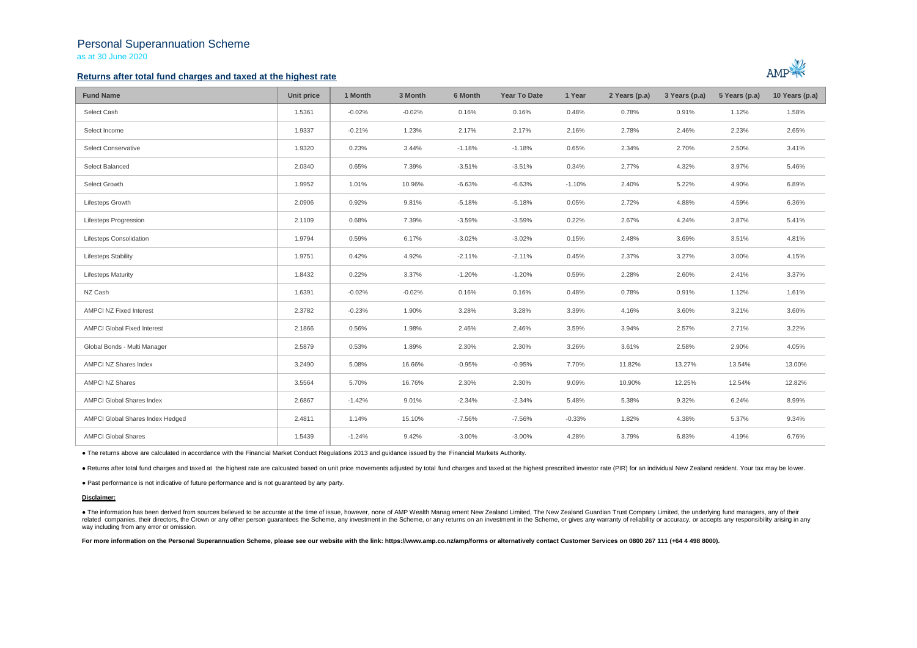# Personal Superannuation Scheme

as at 30 June 2020

## Returns after total fund charges and taxed at the highest rate

| Fund Name | Unit price | 1 Month | 3 Month | 6 Month | Year To Date | 1 Year | 2 Years (p.a) | 3 Years (p.a) | 5 Years (p.a) | 10 Years (p.a) |
|---|---|---|---|---|---|---|---|---|---|---|
| Select Cash | 1.5361 | -0.02% | -0.02% | 0.16% | 0.16% | 0.48% | 0.78% | 0.91% | 1.12% | 1.58% |
| Select Income | 1.9337 | -0.21% | 1.23% | 2.17% | 2.17% | 2.16% | 2.78% | 2.46% | 2.23% | 2.65% |
| Select Conservative | 1.9320 | 0.23% | 3.44% | -1.18% | -1.18% | 0.65% | 2.34% | 2.70% | 2.50% | 3.41% |
| Select Balanced | 2.0340 | 0.65% | 7.39% | -3.51% | -3.51% | 0.34% | 2.77% | 4.32% | 3.97% | 5.46% |
| Select Growth | 1.9952 | 1.01% | 10.96% | -6.63% | -6.63% | -1.10% | 2.40% | 5.22% | 4.90% | 6.89% |
| Lifesteps Growth | 2.0906 | 0.92% | 9.81% | -5.18% | -5.18% | 0.05% | 2.72% | 4.88% | 4.59% | 6.36% |
| Lifesteps Progression | 2.1109 | 0.68% | 7.39% | -3.59% | -3.59% | 0.22% | 2.67% | 4.24% | 3.87% | 5.41% |
| Lifesteps Consolidation | 1.9794 | 0.59% | 6.17% | -3.02% | -3.02% | 0.15% | 2.48% | 3.69% | 3.51% | 4.81% |
| Lifesteps Stability | 1.9751 | 0.42% | 4.92% | -2.11% | -2.11% | 0.45% | 2.37% | 3.27% | 3.00% | 4.15% |
| Lifesteps Maturity | 1.8432 | 0.22% | 3.37% | -1.20% | -1.20% | 0.59% | 2.28% | 2.60% | 2.41% | 3.37% |
| NZ Cash | 1.6391 | -0.02% | -0.02% | 0.16% | 0.16% | 0.48% | 0.78% | 0.91% | 1.12% | 1.61% |
| AMPCI NZ Fixed Interest | 2.3782 | -0.23% | 1.90% | 3.28% | 3.28% | 3.39% | 4.16% | 3.60% | 3.21% | 3.60% |
| AMPCI Global Fixed Interest | 2.1866 | 0.56% | 1.98% | 2.46% | 2.46% | 3.59% | 3.94% | 2.57% | 2.71% | 3.22% |
| Global Bonds - Multi Manager | 2.5879 | 0.53% | 1.89% | 2.30% | 2.30% | 3.26% | 3.61% | 2.58% | 2.90% | 4.05% |
| AMPCI NZ Shares Index | 3.2490 | 5.08% | 16.66% | -0.95% | -0.95% | 7.70% | 11.82% | 13.27% | 13.54% | 13.00% |
| AMPCI NZ Shares | 3.5564 | 5.70% | 16.76% | 2.30% | 2.30% | 9.09% | 10.90% | 12.25% | 12.54% | 12.82% |
| AMPCI Global Shares Index | 2.6867 | -1.42% | 9.01% | -2.34% | -2.34% | 5.48% | 5.38% | 9.32% | 6.24% | 8.99% |
| AMPCI Global Shares Index Hedged | 2.4811 | 1.14% | 15.10% | -7.56% | -7.56% | -0.33% | 1.82% | 4.38% | 5.37% | 9.34% |
| AMPCI Global Shares | 1.5439 | -1.24% | 9.42% | -3.00% | -3.00% | 4.28% | 3.79% | 6.83% | 4.19% | 6.76% |

● The returns above are calculated in accordance with the Financial Market Conduct Regulations 2013 and guidance issued by the Financial Markets Authority.

● Returns after total fund charges and taxed at the highest rate are calcuated based on unit price movements adjusted by total fund charges and taxed at the highest prescribed investor rate (PIR) for an individual New Zealand resident. Your tax may be lower.

● Past performance is not indicative of future performance and is not guaranteed by any party.

**Disclaimer:**

● The information has been derived from sources believed to be accurate at the time of issue, however, none of AMP Wealth Management New Zealand Limited, The New Zealand Guardian Trust Company Limited, the underlying fund managers, any of their related companies, their directors, the Crown or any other person guarantees the Scheme, any investment in the Scheme, or any returns on an investment in the Scheme, or gives any warranty of reliability or accuracy, or accepts any responsibility arising in any way including from any error or omission.

**For more information on the Personal Superannuation Scheme, please see our website with the link: https://www.amp.co.nz/amp/forms or alternatively contact Customer Services on 0800 267 111 (+64 4 498 8000).**